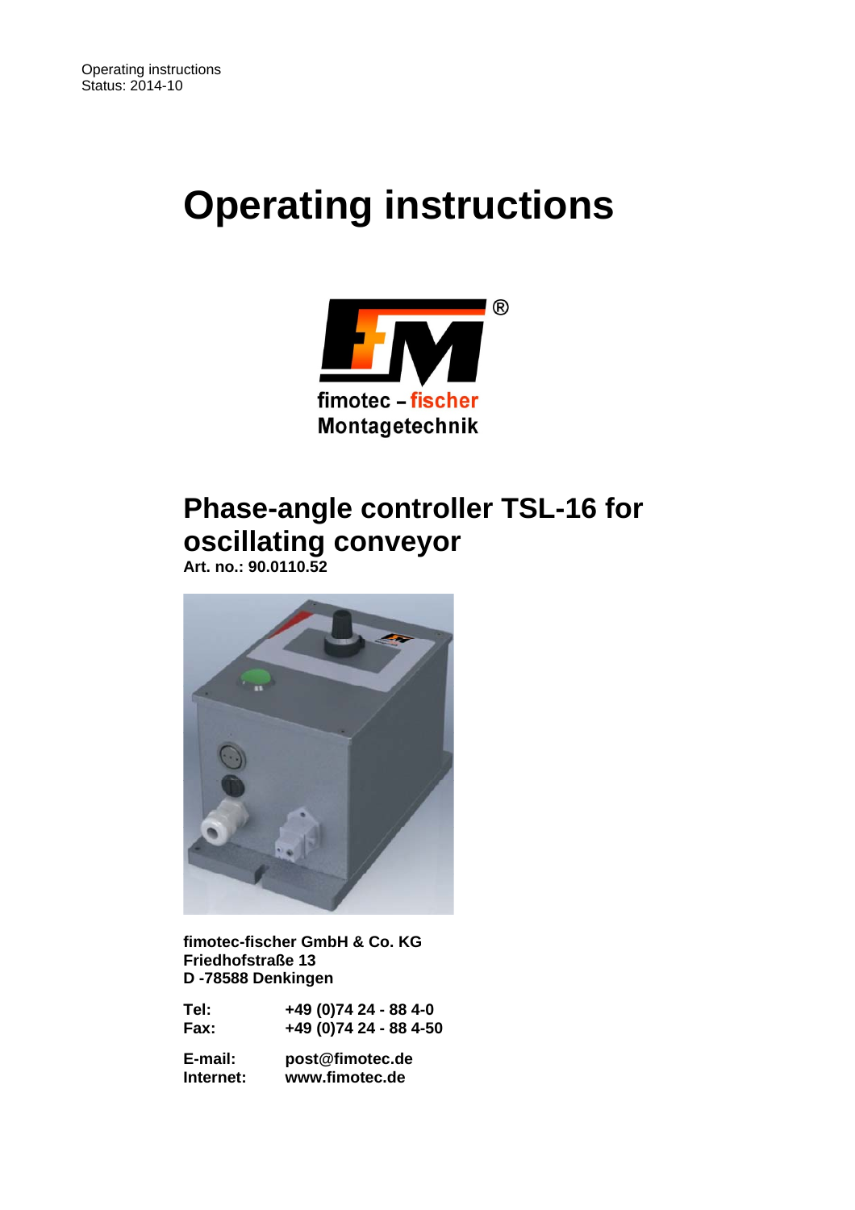Operating instructions
Status: 2014-10

# Operating instructions

fimotec – fischer
Montagetechnik

## Phase-angle controller TSL-16 for oscillating conveyor

**Art. no.: 90.0110.52**

**fimotec-fischer GmbH & Co. KG**
**Friedhofstraße 13**
**D -78588 Denkingen**

| | |
|---|---|
| **Tel:** | **+49 (0)74 24 - 88 4-0** |
| **Fax:** | **+49 (0)74 24 - 88 4-50** |
| **E-mail:** | **post@fimotec.de** |
| **Internet:** | **www.fimotec.de** |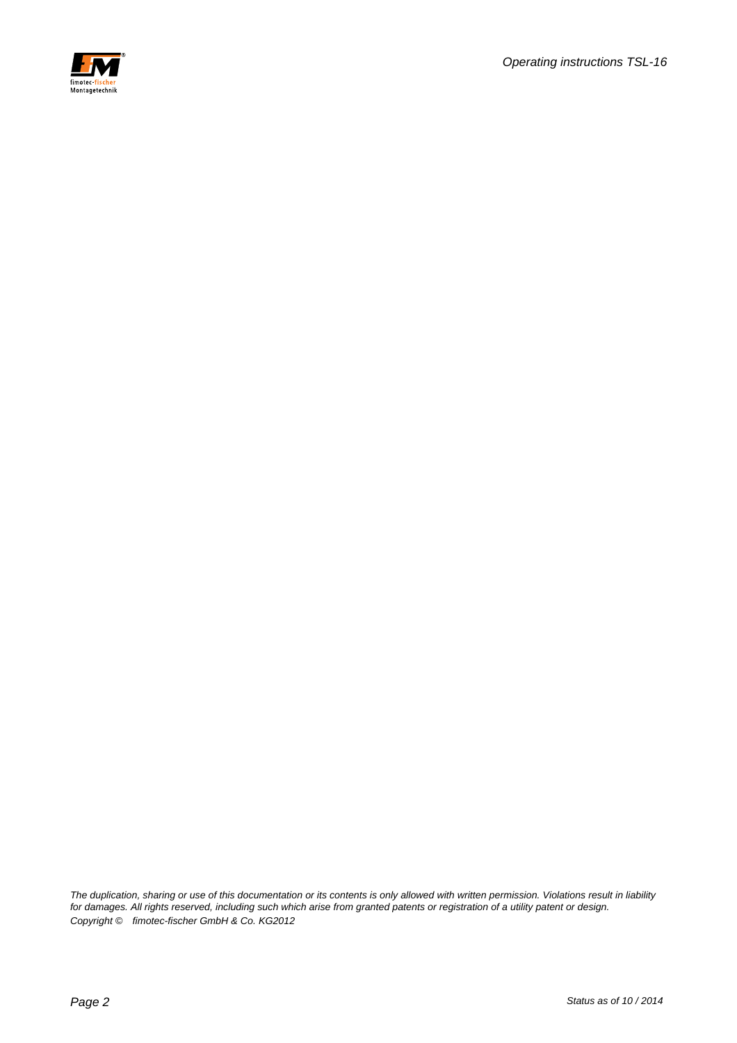*The duplication, sharing or use of this documentation or its contents is only allowed with written permission. Violations result in liability for damages. All rights reserved, including such which arise from granted patents or registration of a utility patent or design.*

*Copyright © fimotec-fischer GmbH & Co. KG2012*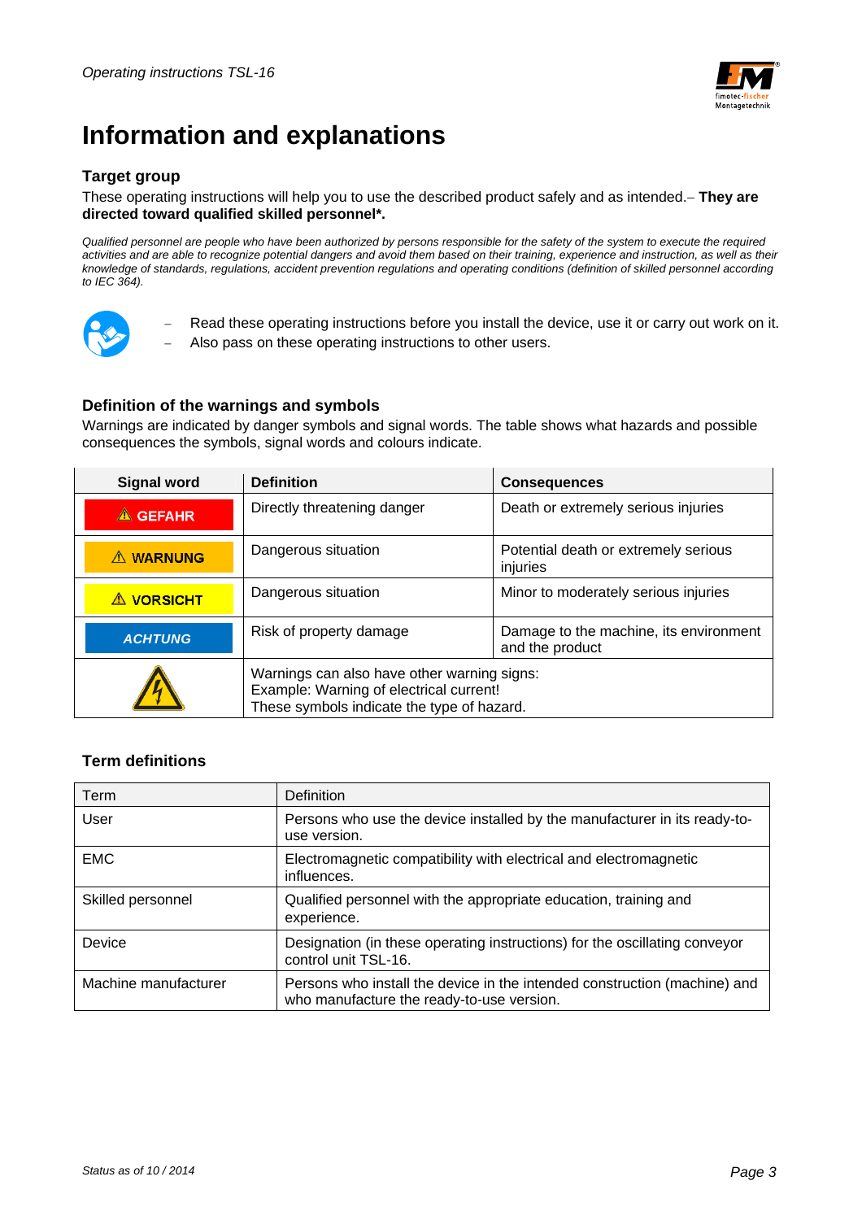# Information and explanations

### Target group

These operating instructions will help you to use the described product safely and as intended.– **They are directed toward qualified skilled personnel*.**

*Qualified personnel are people who have been authorized by persons responsible for the safety of the system to execute the required activities and are able to recognize potential dangers and avoid them based on their training, experience and instruction, as well as their knowledge of standards, regulations, accident prevention regulations and operating conditions (definition of skilled personnel according to IEC 364).*

- Read these operating instructions before you install the device, use it or carry out work on it.
- Also pass on these operating instructions to other users.

### Definition of the warnings and symbols

Warnings are indicated by danger symbols and signal words. The table shows what hazards and possible consequences the symbols, signal words and colours indicate.

| Signal word | Definition | Consequences |
|---|---|---|
| ⚠ GEFAHR | Directly threatening danger | Death or extremely serious injuries |
| ⚠ WARNUNG | Dangerous situation | Potential death or extremely serious injuries |
| ⚠ VORSICHT | Dangerous situation | Minor to moderately serious injuries |
| ACHTUNG | Risk of property damage | Damage to the machine, its environment and the product |
| ⚠ | Warnings can also have other warning signs: Example: Warning of electrical current! These symbols indicate the type of hazard. | |

### Term definitions

| Term | Definition |
|---|---|
| User | Persons who use the device installed by the manufacturer in its ready-to-use version. |
| EMC | Electromagnetic compatibility with electrical and electromagnetic influences. |
| Skilled personnel | Qualified personnel with the appropriate education, training and experience. |
| Device | Designation (in these operating instructions) for the oscillating conveyor control unit TSL-16. |
| Machine manufacturer | Persons who install the device in the intended construction (machine) and who manufacture the ready-to-use version. |

Status as of 10 / 2014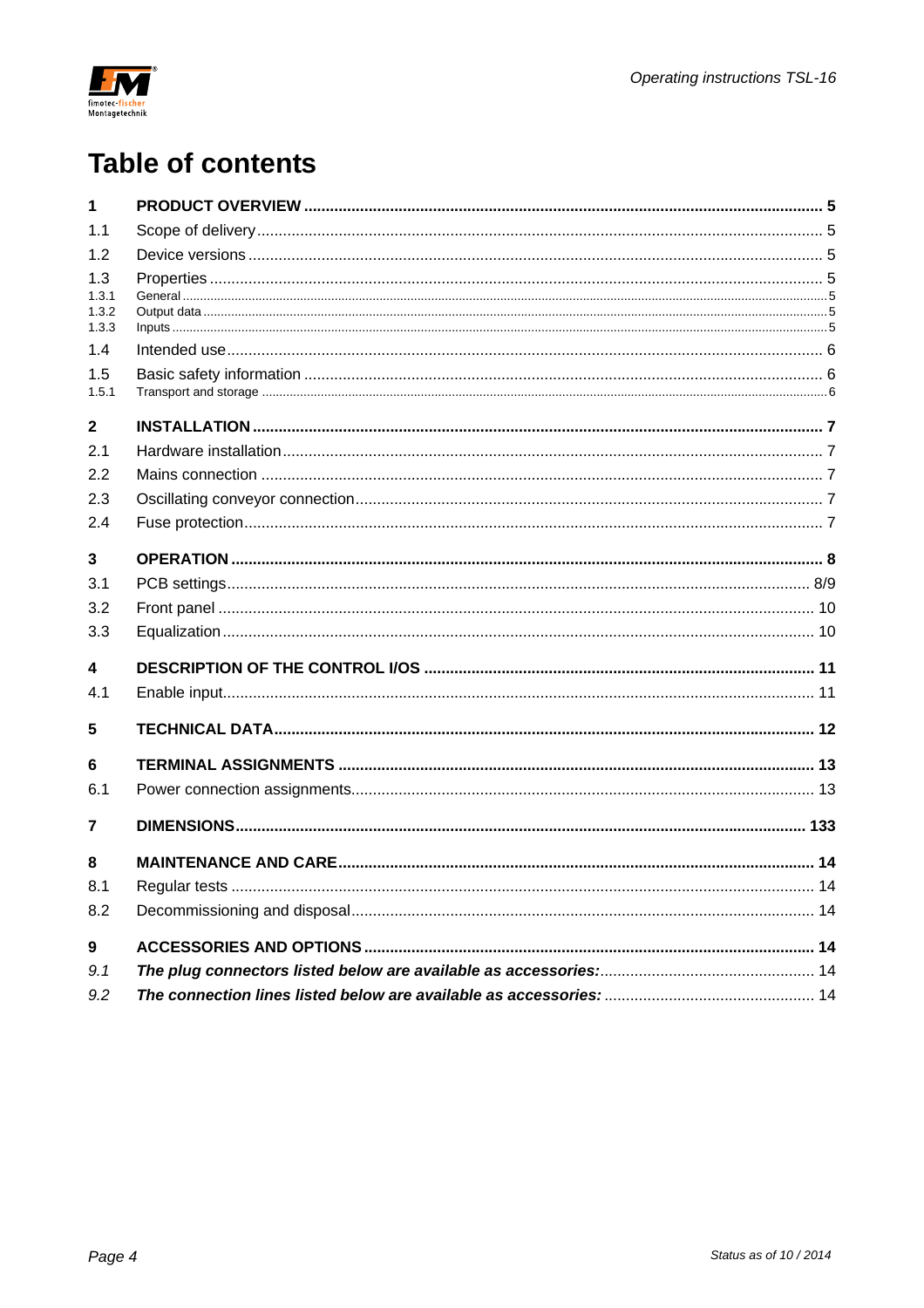# Table of contents

| | | |
|---|---|---|
| **1** | **PRODUCT OVERVIEW** | **5** |
| 1.1 | Scope of delivery | 5 |
| 1.2 | Device versions | 5 |
| 1.3 | Properties | 5 |
| 1.3.1 | General | 5 |
| 1.3.2 | Output data | 5 |
| 1.3.3 | Inputs | 5 |
| 1.4 | Intended use | 6 |
| 1.5 | Basic safety information | 6 |
| 1.5.1 | Transport and storage | 6 |
| **2** | **INSTALLATION** | **7** |
| 2.1 | Hardware installation | 7 |
| 2.2 | Mains connection | 7 |
| 2.3 | Oscillating conveyor connection | 7 |
| 2.4 | Fuse protection | 7 |
| **3** | **OPERATION** | **8** |
| 3.1 | PCB settings | 8/9 |
| 3.2 | Front panel | 10 |
| 3.3 | Equalization | 10 |
| **4** | **DESCRIPTION OF THE CONTROL I/OS** | **11** |
| 4.1 | Enable input | 11 |
| **5** | **TECHNICAL DATA** | **12** |
| **6** | **TERMINAL ASSIGNMENTS** | **13** |
| 6.1 | Power connection assignments | 13 |
| **7** | **DIMENSIONS** | **133** |
| **8** | **MAINTENANCE AND CARE** | **14** |
| 8.1 | Regular tests | 14 |
| 8.2 | Decommissioning and disposal | 14 |
| **9** | **ACCESSORIES AND OPTIONS** | **14** |
| *9.1* | ***The plug connectors listed below are available as accessories:*** | 14 |
| *9.2* | ***The connection lines listed below are available as accessories:*** | 14 |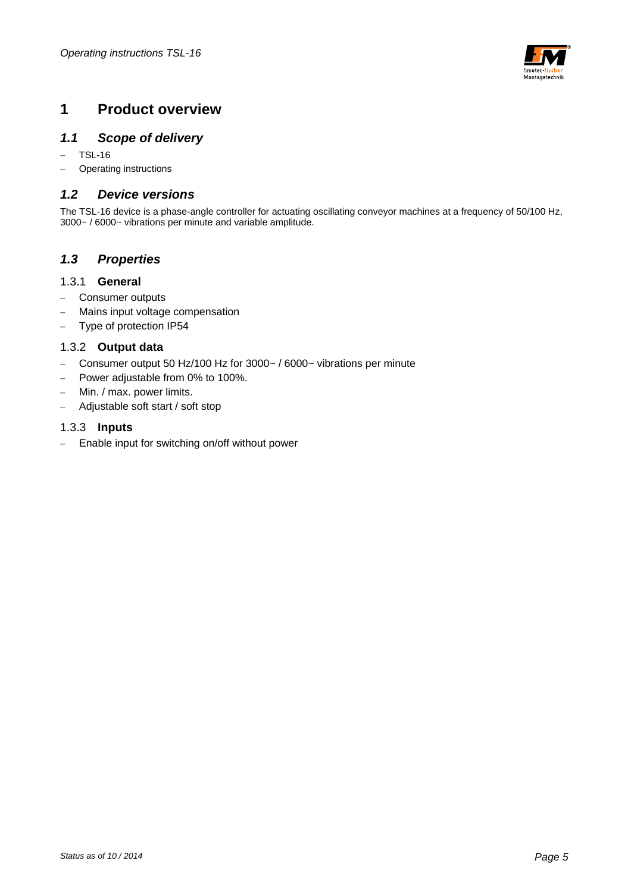# 1 Product overview

## *1.1 Scope of delivery*

- TSL-16
- Operating instructions

## *1.2 Device versions*

The TSL-16 device is a phase-angle controller for actuating oscillating conveyor machines at a frequency of 50/100 Hz, 3000~ / 6000~ vibrations per minute and variable amplitude.

## *1.3 Properties*

### 1.3.1 **General**

- Consumer outputs
- Mains input voltage compensation
- Type of protection IP54

### 1.3.2 **Output data**

- Consumer output 50 Hz/100 Hz for 3000~ / 6000~ vibrations per minute
- Power adjustable from 0% to 100%.
- Min. / max. power limits.
- Adjustable soft start / soft stop

### 1.3.3 **Inputs**

- Enable input for switching on/off without power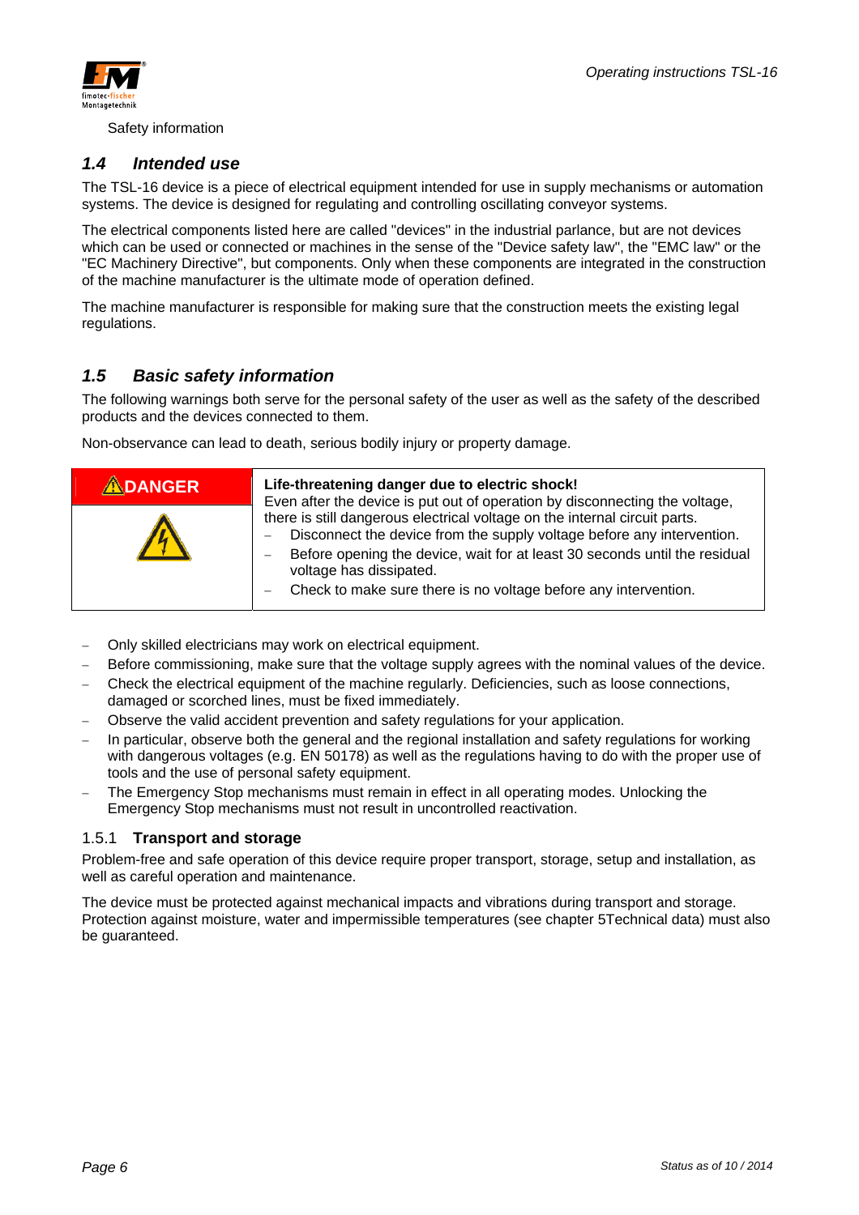Safety information

## 1.4 Intended use

The TSL-16 device is a piece of electrical equipment intended for use in supply mechanisms or automation systems. The device is designed for regulating and controlling oscillating conveyor systems.

The electrical components listed here are called "devices" in the industrial parlance, but are not devices which can be used or connected or machines in the sense of the "Device safety law", the "EMC law" or the "EC Machinery Directive", but components. Only when these components are integrated in the construction of the machine manufacturer is the ultimate mode of operation defined.

The machine manufacturer is responsible for making sure that the construction meets the existing legal regulations.

## 1.5 Basic safety information

The following warnings both serve for the personal safety of the user as well as the safety of the described products and the devices connected to them.

Non-observance can lead to death, serious bodily injury or property damage.

| ⚠DANGER | **Life-threatening danger due to electric shock!**<br>Even after the device is put out of operation by disconnecting the voltage, there is still dangerous electrical voltage on the internal circuit parts.<br>– Disconnect the device from the supply voltage before any intervention.<br>– Before opening the device, wait for at least 30 seconds until the residual voltage has dissipated.<br>– Check to make sure there is no voltage before any intervention. |
|---|---|

- Only skilled electricians may work on electrical equipment.
- Before commissioning, make sure that the voltage supply agrees with the nominal values of the device.
- Check the electrical equipment of the machine regularly. Deficiencies, such as loose connections, damaged or scorched lines, must be fixed immediately.
- Observe the valid accident prevention and safety regulations for your application.
- In particular, observe both the general and the regional installation and safety regulations for working with dangerous voltages (e.g. EN 50178) as well as the regulations having to do with the proper use of tools and the use of personal safety equipment.
- The Emergency Stop mechanisms must remain in effect in all operating modes. Unlocking the Emergency Stop mechanisms must not result in uncontrolled reactivation.

### 1.5.1 Transport and storage

Problem-free and safe operation of this device require proper transport, storage, setup and installation, as well as careful operation and maintenance.

The device must be protected against mechanical impacts and vibrations during transport and storage. Protection against moisture, water and impermissible temperatures (see chapter 5Technical data) must also be guaranteed.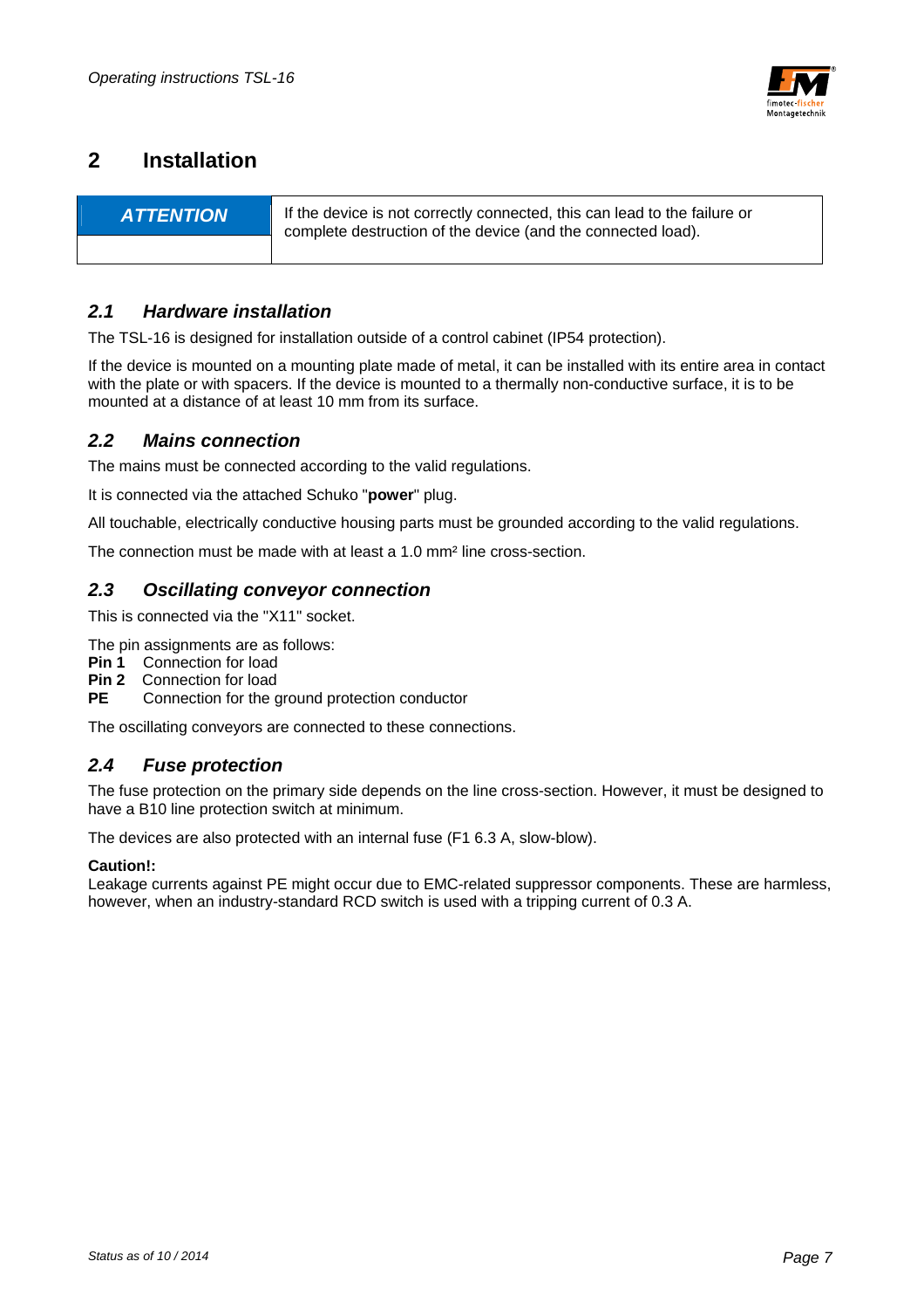# 2 Installation

| ATTENTION | If the device is not correctly connected, this can lead to the failure or complete destruction of the device (and the connected load). |
|---|---|

## *2.1 Hardware installation*

The TSL-16 is designed for installation outside of a control cabinet (IP54 protection).

If the device is mounted on a mounting plate made of metal, it can be installed with its entire area in contact with the plate or with spacers. If the device is mounted to a thermally non-conductive surface, it is to be mounted at a distance of at least 10 mm from its surface.

## *2.2 Mains connection*

The mains must be connected according to the valid regulations.

It is connected via the attached Schuko "**power**" plug.

All touchable, electrically conductive housing parts must be grounded according to the valid regulations.

The connection must be made with at least a 1.0 mm² line cross-section.

## *2.3 Oscillating conveyor connection*

This is connected via the "X11" socket.

The pin assignments are as follows:
**Pin 1** Connection for load
**Pin 2** Connection for load
**PE** Connection for the ground protection conductor

The oscillating conveyors are connected to these connections.

## *2.4 Fuse protection*

The fuse protection on the primary side depends on the line cross-section. However, it must be designed to have a B10 line protection switch at minimum.

The devices are also protected with an internal fuse (F1 6.3 A, slow-blow).

**Caution!:**
Leakage currents against PE might occur due to EMC-related suppressor components. These are harmless, however, when an industry-standard RCD switch is used with a tripping current of 0.3 A.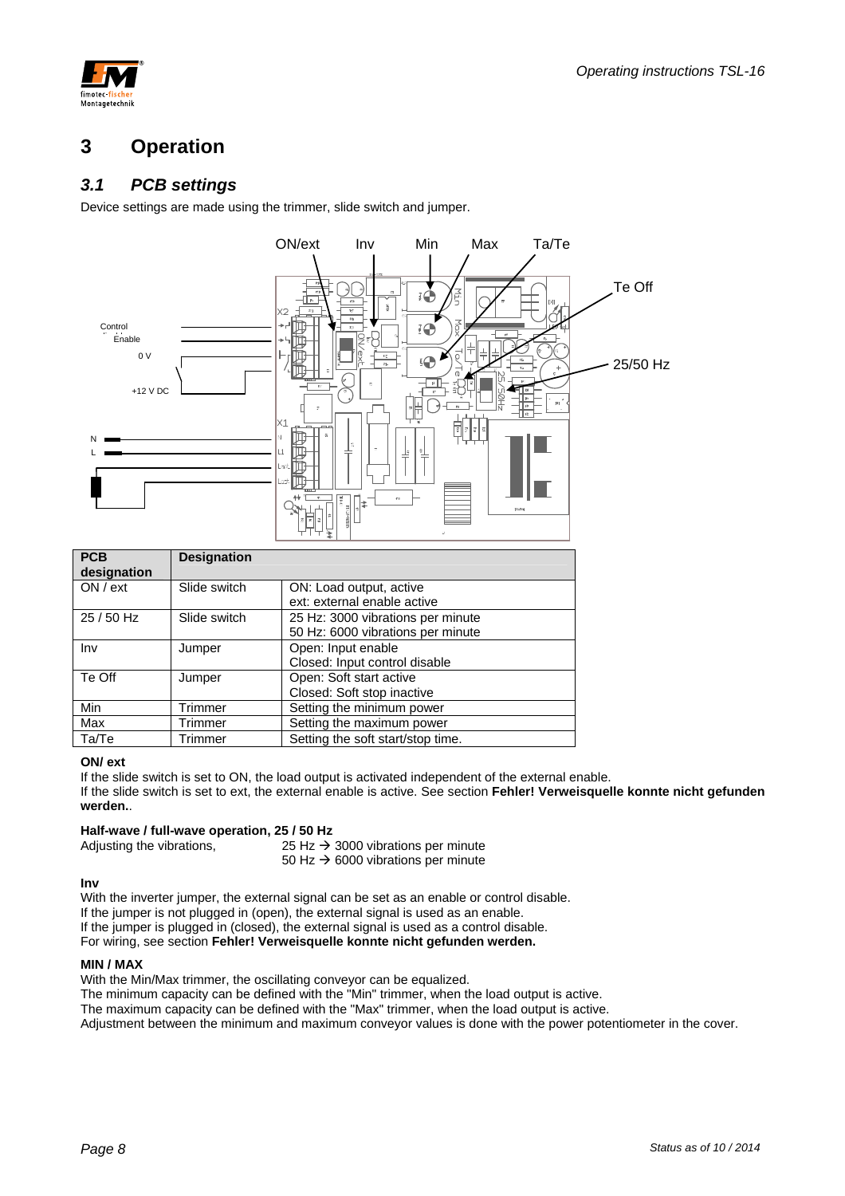# 3 Operation

## 3.1 PCB settings

Device settings are made using the trimmer, slide switch and jumper.

| PCB designation | Designation | |
|---|---|---|
| ON / ext | Slide switch | ON: Load output, active<br>ext: external enable active |
| 25 / 50 Hz | Slide switch | 25 Hz: 3000 vibrations per minute<br>50 Hz: 6000 vibrations per minute |
| Inv | Jumper | Open: Input enable<br>Closed: Input control disable |
| Te Off | Jumper | Open: Soft start active<br>Closed: Soft stop inactive |
| Min | Trimmer | Setting the minimum power |
| Max | Trimmer | Setting the maximum power |
| Ta/Te | Trimmer | Setting the soft start/stop time. |

**ON/ ext**

If the slide switch is set to ON, the load output is activated independent of the external enable.
If the slide switch is set to ext, the external enable is active. See section **Fehler! Verweisquelle konnte nicht gefunden werden.**.

**Half-wave / full-wave operation, 25 / 50 Hz**

Adjusting the vibrations, 25 Hz → 3000 vibrations per minute
50 Hz → 6000 vibrations per minute

**Inv**

With the inverter jumper, the external signal can be set as an enable or control disable.
If the jumper is not plugged in (open), the external signal is used as an enable.
If the jumper is plugged in (closed), the external signal is used as a control disable.
For wiring, see section **Fehler! Verweisquelle konnte nicht gefunden werden.**

**MIN / MAX**

With the Min/Max trimmer, the oscillating conveyor can be equalized.
The minimum capacity can be defined with the "Min" trimmer, when the load output is active.
The maximum capacity can be defined with the "Max" trimmer, when the load output is active.
Adjustment between the minimum and maximum conveyor values is done with the power potentiometer in the cover.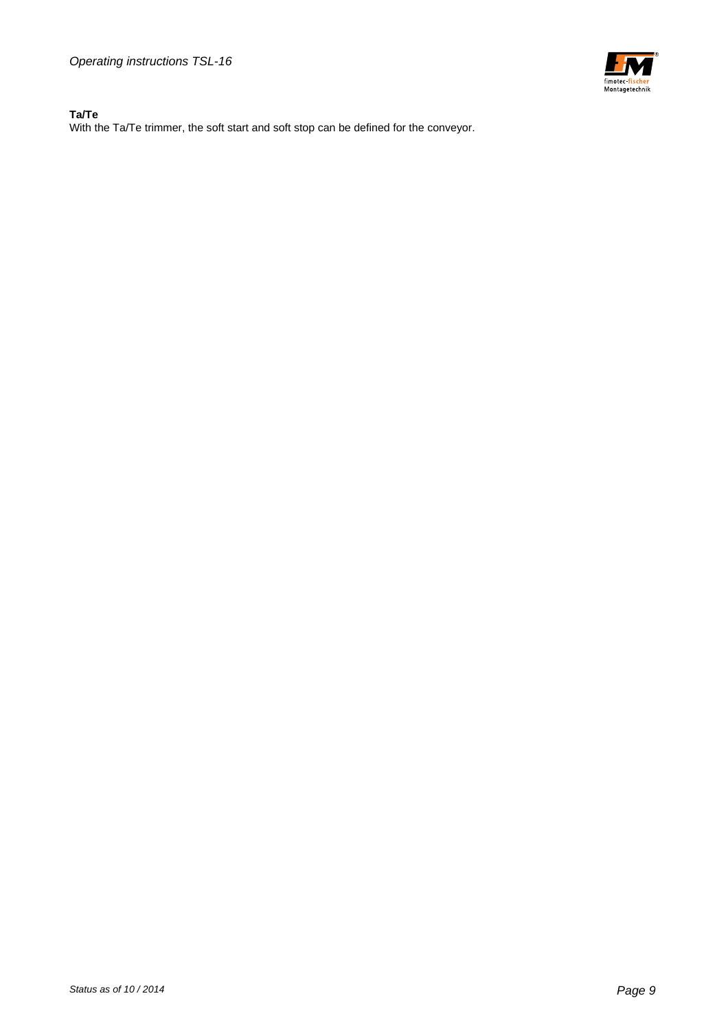**Ta/Te**

With the Ta/Te trimmer, the soft start and soft stop can be defined for the conveyor.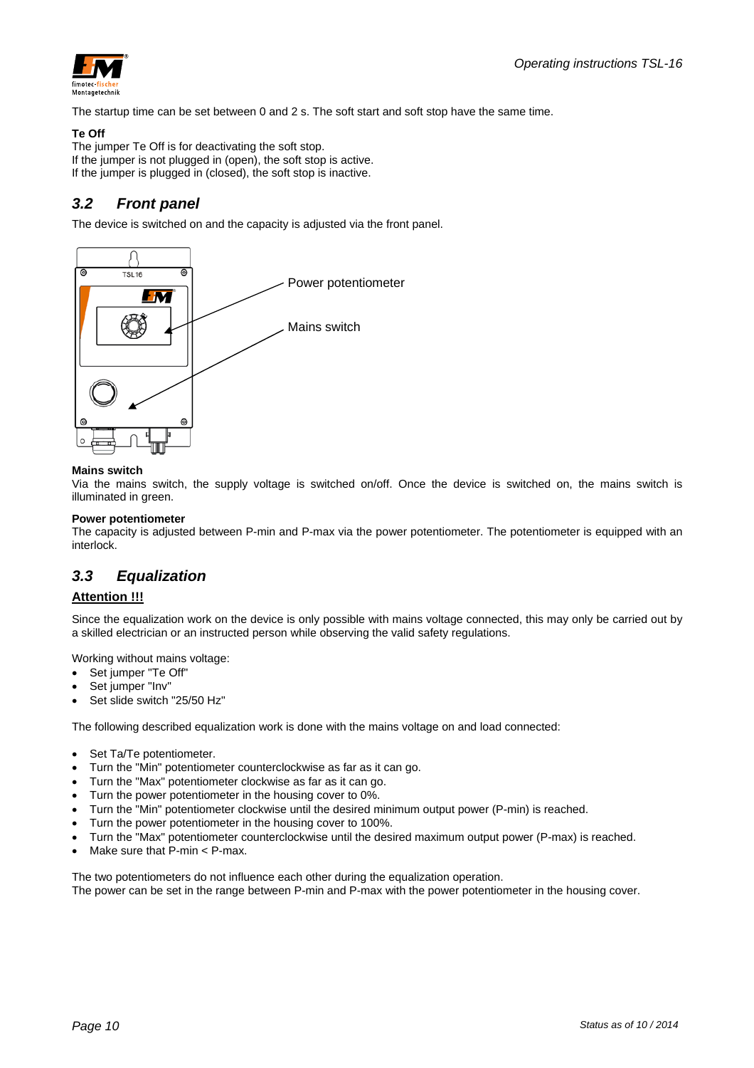The startup time can be set between 0 and 2 s. The soft start and soft stop have the same time.

**Te Off**

The jumper Te Off is for deactivating the soft stop.
If the jumper is not plugged in (open), the soft stop is active.
If the jumper is plugged in (closed), the soft stop is inactive.

## *3.2 Front panel*

The device is switched on and the capacity is adjusted via the front panel.

Power potentiometer

Mains switch

**Mains switch**

Via the mains switch, the supply voltage is switched on/off. Once the device is switched on, the mains switch is illuminated in green.

**Power potentiometer**

The capacity is adjusted between P-min and P-max via the power potentiometer. The potentiometer is equipped with an interlock.

## *3.3 Equalization*

**Attention !!!**

Since the equalization work on the device is only possible with mains voltage connected, this may only be carried out by a skilled electrician or an instructed person while observing the valid safety regulations.

Working without mains voltage:

- Set jumper "Te Off"
- Set jumper "Inv"
- Set slide switch "25/50 Hz"

The following described equalization work is done with the mains voltage on and load connected:

- Set Ta/Te potentiometer.
- Turn the "Min" potentiometer counterclockwise as far as it can go.
- Turn the "Max" potentiometer clockwise as far as it can go.
- Turn the power potentiometer in the housing cover to 0%.
- Turn the "Min" potentiometer clockwise until the desired minimum output power (P-min) is reached.
- Turn the power potentiometer in the housing cover to 100%.
- Turn the "Max" potentiometer counterclockwise until the desired maximum output power (P-max) is reached.
- Make sure that P-min < P-max.

The two potentiometers do not influence each other during the equalization operation.
The power can be set in the range between P-min and P-max with the power potentiometer in the housing cover.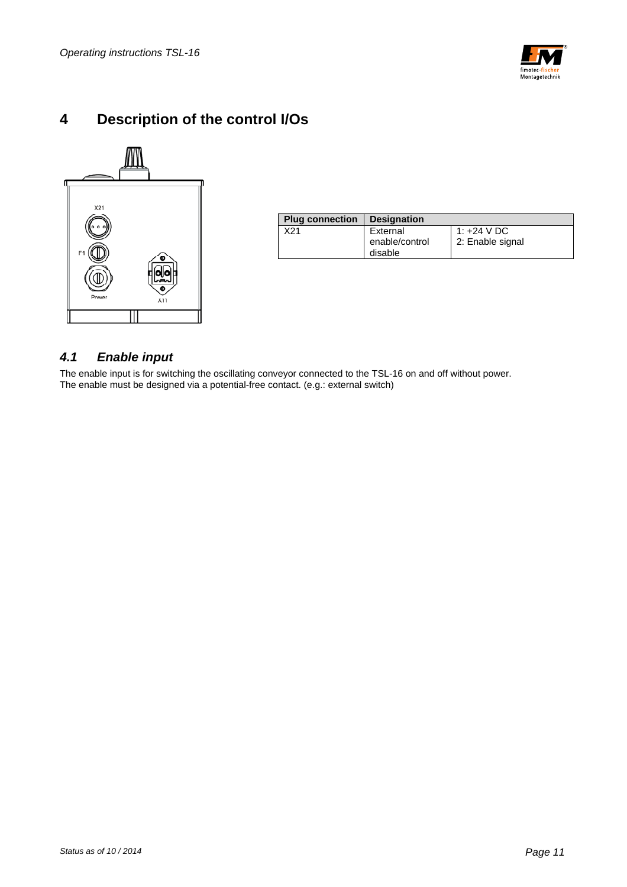# 4 Description of the control I/Os

| Plug connection | Designation | |
|---|---|---|
| X21 | External enable/control disable | 1: +24 V DC<br>2: Enable signal |

## *4.1 Enable input*

The enable input is for switching the oscillating conveyor connected to the TSL-16 on and off without power. The enable must be designed via a potential-free contact. (e.g.: external switch)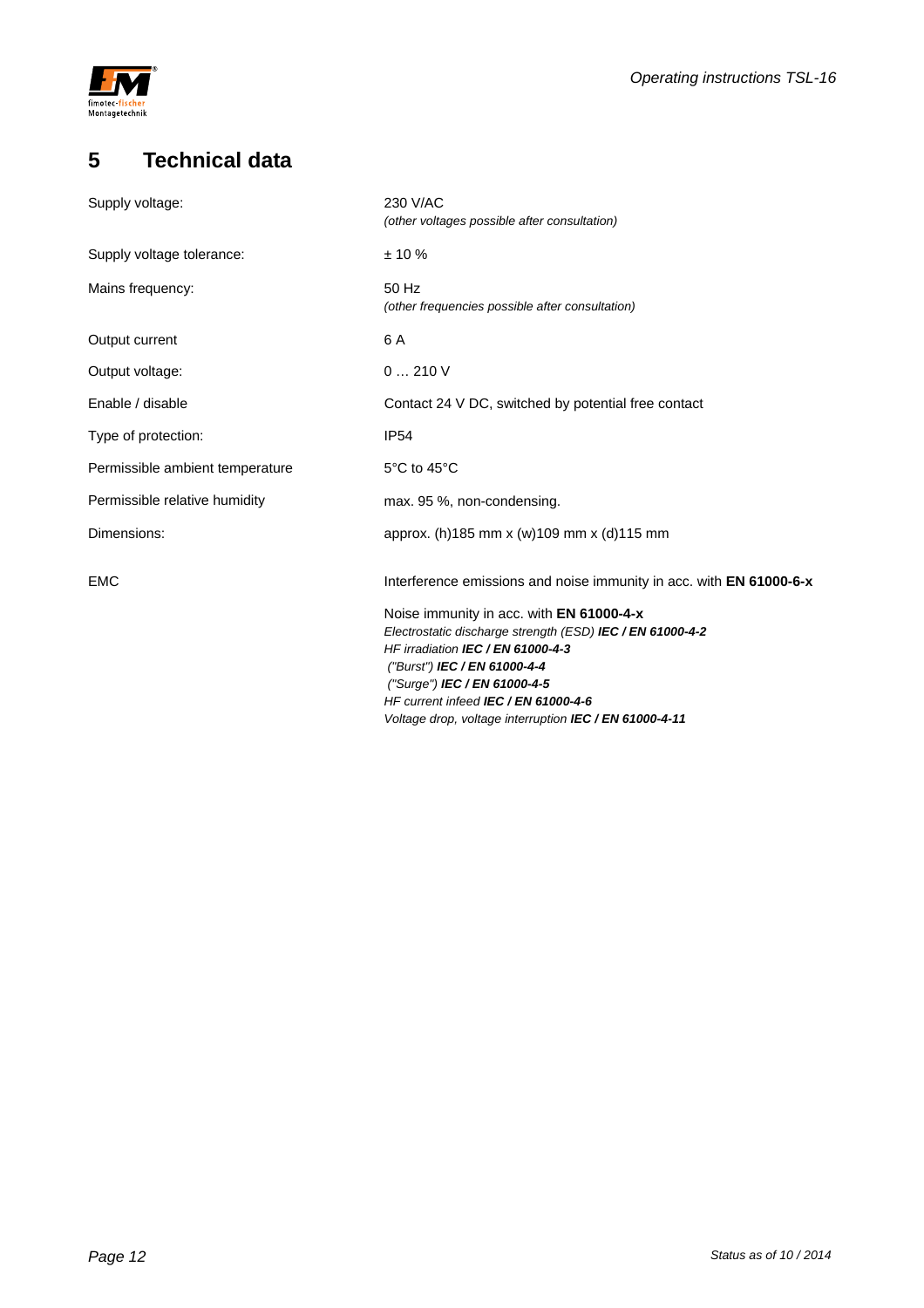## 5 Technical data

| | |
|---|---|
| Supply voltage: | 230 V/AC<br>*(other voltages possible after consultation)* |
| Supply voltage tolerance: | ± 10 % |
| Mains frequency: | 50 Hz<br>*(other frequencies possible after consultation)* |
| Output current | 6 A |
| Output voltage: | 0 … 210 V |
| Enable / disable | Contact 24 V DC, switched by potential free contact |
| Type of protection: | IP54 |
| Permissible ambient temperature | 5°C to 45°C |
| Permissible relative humidity | max. 95 %, non-condensing. |
| Dimensions: | approx. (h)185 mm x (w)109 mm x (d)115 mm |
| EMC | Interference emissions and noise immunity in acc. with **EN 61000-6-x**<br><br>Noise immunity in acc. with **EN 61000-4-x**<br>*Electrostatic discharge strength (ESD)* ***IEC / EN 61000-4-2***<br>*HF irradiation* ***IEC / EN 61000-4-3***<br>*("Burst")* ***IEC / EN 61000-4-4***<br>*("Surge")* ***IEC / EN 61000-4-5***<br>*HF current infeed* ***IEC / EN 61000-4-6***<br>*Voltage drop, voltage interruption* ***IEC / EN 61000-4-11*** |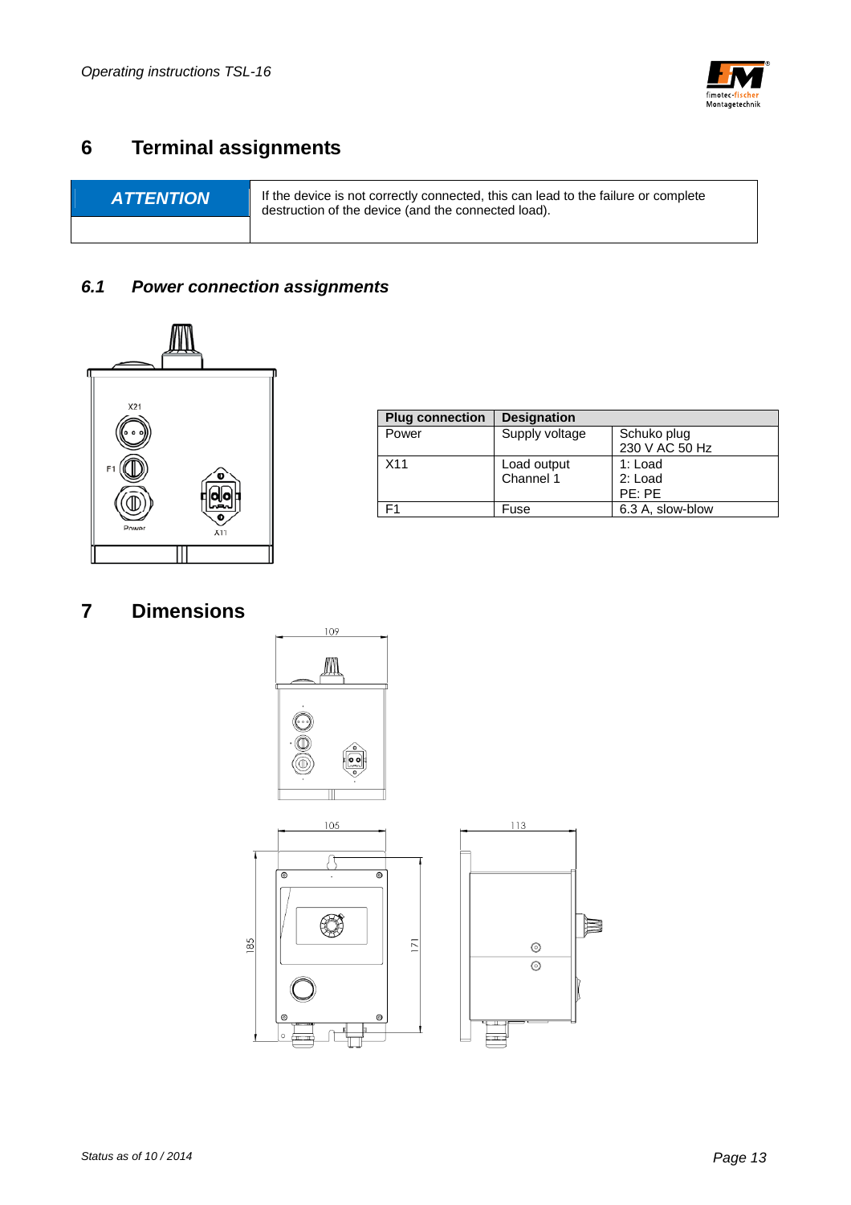# 6 Terminal assignments

| ATTENTION | If the device is not correctly connected, this can lead to the failure or complete destruction of the device (and the connected load). |
|---|---|

## 6.1 Power connection assignments

| Plug connection | Designation | |
|---|---|---|
| Power | Supply voltage | Schuko plug<br>230 V AC 50 Hz |
| X11 | Load output<br>Channel 1 | 1: Load<br>2: Load<br>PE: PE |
| F1 | Fuse | 6.3 A, slow-blow |

# 7 Dimensions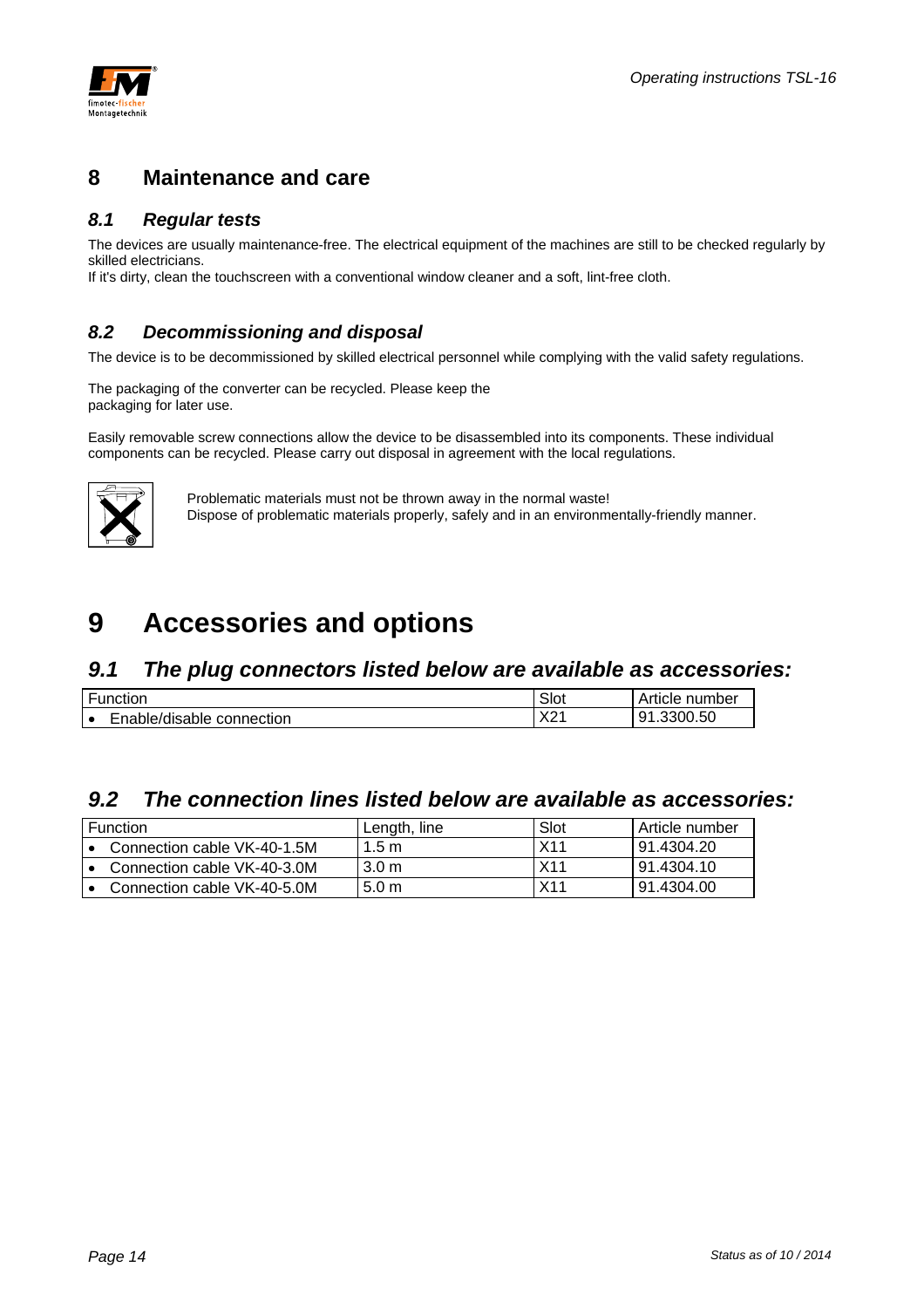# 8 Maintenance and care

## 8.1 Regular tests

The devices are usually maintenance-free. The electrical equipment of the machines are still to be checked regularly by skilled electricians.
If it's dirty, clean the touchscreen with a conventional window cleaner and a soft, lint-free cloth.

## 8.2 Decommissioning and disposal

The device is to be decommissioned by skilled electrical personnel while complying with the valid safety regulations.

The packaging of the converter can be recycled. Please keep the packaging for later use.

Easily removable screw connections allow the device to be disassembled into its components. These individual components can be recycled. Please carry out disposal in agreement with the local regulations.

Problematic materials must not be thrown away in the normal waste!
Dispose of problematic materials properly, safely and in an environmentally-friendly manner.

# 9 Accessories and options

## 9.1 The plug connectors listed below are available as accessories:

| Function | Slot | Article number |
|---|---|---|
| • Enable/disable connection | X21 | 91.3300.50 |

## 9.2 The connection lines listed below are available as accessories:

| Function | Length, line | Slot | Article number |
|---|---|---|---|
| • Connection cable VK-40-1.5M | 1.5 m | X11 | 91.4304.20 |
| • Connection cable VK-40-3.0M | 3.0 m | X11 | 91.4304.10 |
| • Connection cable VK-40-5.0M | 5.0 m | X11 | 91.4304.00 |